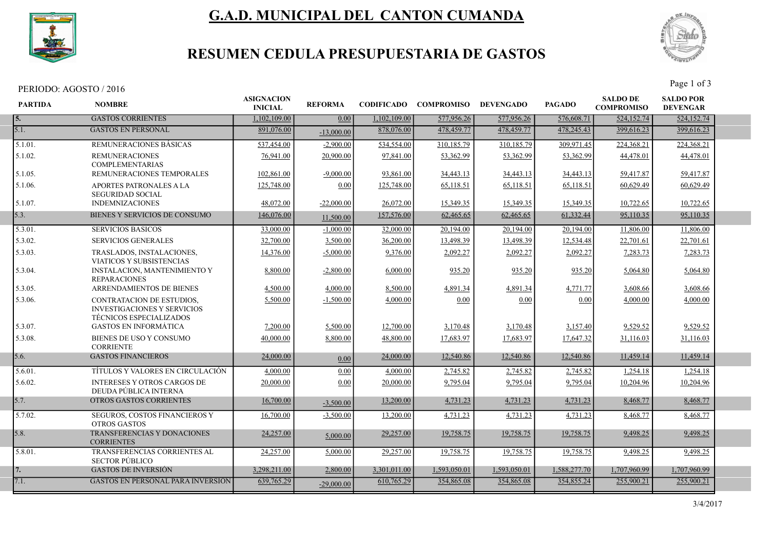# G.A.D. MUNICIPAL DEL CANTON CUMANDA

## RESUMEN CEDULA PRESUPUESTARIA DE GASTOS

PERIODO: AGOSTO / 2016

| PARTIDA | NOMBRE | ASIGNACION INICIAL | REFORMA | CODIFICADO | COMPROMISO | DEVENGADO | PAGADO | SALDO DE COMPROMISO | SALDO POR DEVENGAR |
|---|---|---|---|---|---|---|---|---|---|
| 5. | GASTOS CORRIENTES | 1,102,109.00 | 0.00 | 1,102,109.00 | 577,956.26 | 577,956.26 | 576,608.71 | 524,152.74 | 524,152.74 |
| 5.1. | GASTOS EN PERSONAL | 891,076.00 | -13,000.00 | 878,076.00 | 478,459.77 | 478,459.77 | 478,245.43 | 399,616.23 | 399,616.23 |
| 5.1.01. | REMUNERACIONES BÁSICAS | 537,454.00 | -2,900.00 | 534,554.00 | 310,185.79 | 310,185.79 | 309,971.45 | 224,368.21 | 224,368.21 |
| 5.1.02. | REMUNERACIONES COMPLEMENTARIAS | 76,941.00 | 20,900.00 | 97,841.00 | 53,362.99 | 53,362.99 | 53,362.99 | 44,478.01 | 44,478.01 |
| 5.1.05. | REMUNERACIONES TEMPORALES | 102,861.00 | -9,000.00 | 93,861.00 | 34,443.13 | 34,443.13 | 34,443.13 | 59,417.87 | 59,417.87 |
| 5.1.06. | APORTES PATRONALES A LA SEGURIDAD SOCIAL | 125,748.00 | 0.00 | 125,748.00 | 65,118.51 | 65,118.51 | 65,118.51 | 60,629.49 | 60,629.49 |
| 5.1.07. | INDEMNIZACIONES | 48,072.00 | -22,000.00 | 26,072.00 | 15,349.35 | 15,349.35 | 15,349.35 | 10,722.65 | 10,722.65 |
| 5.3. | BIENES Y SERVICIOS DE CONSUMO | 146,076.00 | 11,500.00 | 157,576.00 | 62,465.65 | 62,465.65 | 61,332.44 | 95,110.35 | 95,110.35 |
| 5.3.01. | SERVICIOS BASICOS | 33,000.00 | -1,000.00 | 32,000.00 | 20,194.00 | 20,194.00 | 20,194.00 | 11,806.00 | 11,806.00 |
| 5.3.02. | SERVICIOS GENERALES | 32,700.00 | 3,500.00 | 36,200.00 | 13,498.39 | 13,498.39 | 12,534.48 | 22,701.61 | 22,701.61 |
| 5.3.03. | TRASLADOS, INSTALACIONES, VIATICOS Y SUBSISTENCIAS | 14,376.00 | -5,000.00 | 9,376.00 | 2,092.27 | 2,092.27 | 2,092.27 | 7,283.73 | 7,283.73 |
| 5.3.04. | INSTALACION, MANTENIMIENTO Y REPARACIONES | 8,800.00 | -2,800.00 | 6,000.00 | 935.20 | 935.20 | 935.20 | 5,064.80 | 5,064.80 |
| 5.3.05. | ARRENDAMIENTOS DE BIENES | 4,500.00 | 4,000.00 | 8,500.00 | 4,891.34 | 4,891.34 | 4,771.77 | 3,608.66 | 3,608.66 |
| 5.3.06. | CONTRATACION DE ESTUDIOS, INVESTIGACIONES Y SERVICIOS TÉCNICOS ESPECIALIZADOS | 5,500.00 | -1,500.00 | 4,000.00 | 0.00 | 0.00 | 0.00 | 4,000.00 | 4,000.00 |
| 5.3.07. | GASTOS EN INFORMÁTICA | 7,200.00 | 5,500.00 | 12,700.00 | 3,170.48 | 3,170.48 | 3,157.40 | 9,529.52 | 9,529.52 |
| 5.3.08. | BIENES DE USO Y CONSUMO CORRIENTE | 40,000.00 | 8,800.00 | 48,800.00 | 17,683.97 | 17,683.97 | 17,647.32 | 31,116.03 | 31,116.03 |
| 5.6. | GASTOS FINANCIEROS | 24,000.00 | 0.00 | 24,000.00 | 12,540.86 | 12,540.86 | 12,540.86 | 11,459.14 | 11,459.14 |
| 5.6.01. | TÍTULOS Y VALORES EN CIRCULACIÓN | 4,000.00 | 0.00 | 4,000.00 | 2,745.82 | 2,745.82 | 2,745.82 | 1,254.18 | 1,254.18 |
| 5.6.02. | INTERESES Y OTROS CARGOS DE DEUDA PÚBLICA INTERNA | 20,000.00 | 0.00 | 20,000.00 | 9,795.04 | 9,795.04 | 9,795.04 | 10,204.96 | 10,204.96 |
| 5.7. | OTROS GASTOS CORRIENTES | 16,700.00 | -3,500.00 | 13,200.00 | 4,731.23 | 4,731.23 | 4,731.23 | 8,468.77 | 8,468.77 |
| 5.7.02. | SEGUROS, COSTOS FINANCIEROS Y OTROS GASTOS | 16,700.00 | -3,500.00 | 13,200.00 | 4,731.23 | 4,731.23 | 4,731.23 | 8,468.77 | 8,468.77 |
| 5.8. | TRANSFERENCIAS Y DONACIONES CORRIENTES | 24,257.00 | 5,000.00 | 29,257.00 | 19,758.75 | 19,758.75 | 19,758.75 | 9,498.25 | 9,498.25 |
| 5.8.01. | TRANSFERENCIAS CORRIENTES AL SECTOR PÚBLICO | 24,257.00 | 5,000.00 | 29,257.00 | 19,758.75 | 19,758.75 | 19,758.75 | 9,498.25 | 9,498.25 |
| 7. | GASTOS DE INVERSIÓN | 3,298,211.00 | 2,800.00 | 3,301,011.00 | 1,593,050.01 | 1,593,050.01 | 1,588,277.70 | 1,707,960.99 | 1,707,960.99 |
| 7.1. | GASTOS EN PERSONAL PARA INVERSION | 639,765.29 | -29,000.00 | 610,765.29 | 354,865.08 | 354,865.08 | 354,855.24 | 255,900.21 | 255,900.21 |

3/4/2017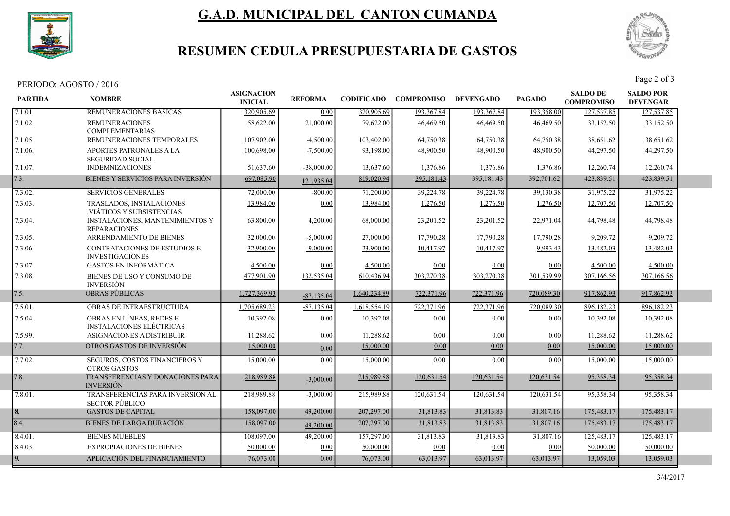# G.A.D. MUNICIPAL DEL CANTON CUMANDA

## RESUMEN CEDULA PRESUPUESTARIA DE GASTOS

PERIODO: AGOSTO / 2016

| PARTIDA | NOMBRE | ASIGNACION INICIAL | REFORMA | CODIFICADO | COMPROMISO | DEVENGADO | PAGADO | SALDO DE COMPROMISO | SALDO POR DEVENGAR |
|---|---|---|---|---|---|---|---|---|---|
| 7.1.01. | REMUNERACIONES BÁSICAS | 320,905.69 | 0.00 | 320,905.69 | 193,367.84 | 193,367.84 | 193,358.00 | 127,537.85 | 127,537.85 |
| 7.1.02. | REMUNERACIONES COMPLEMENTARIAS | 58,622.00 | 21,000.00 | 79,622.00 | 46,469.50 | 46,469.50 | 46,469.50 | 33,152.50 | 33,152.50 |
| 7.1.05. | REMUNERACIONES TEMPORALES | 107,902.00 | -4,500.00 | 103,402.00 | 64,750.38 | 64,750.38 | 64,750.38 | 38,651.62 | 38,651.62 |
| 7.1.06. | APORTES PATRONALES A LA SEGURIDAD SOCIAL | 100,698.00 | -7,500.00 | 93,198.00 | 48,900.50 | 48,900.50 | 48,900.50 | 44,297.50 | 44,297.50 |
| 7.1.07. | INDEMNIZACIONES | 51,637.60 | -38,000.00 | 13,637.60 | 1,376.86 | 1,376.86 | 1,376.86 | 12,260.74 | 12,260.74 |
| 7.3. | BIENES Y SERVICIOS PARA INVERSIÓN | 697,085.90 | 121,935.04 | 819,020.94 | 395,181.43 | 395,181.43 | 392,701.62 | 423,839.51 | 423,839.51 |
| 7.3.02. | SERVICIOS GENERALES | 72,000.00 | -800.00 | 71,200.00 | 39,224.78 | 39,224.78 | 39,130.38 | 31,975.22 | 31,975.22 |
| 7.3.03. | TRASLADOS, INSTALACIONES ,VIÁTICOS Y SUBSISTENCIAS | 13,984.00 | 0.00 | 13,984.00 | 1,276.50 | 1,276.50 | 1,276.50 | 12,707.50 | 12,707.50 |
| 7.3.04. | INSTALACIONES, MANTENIMIENTOS Y REPARACIONES | 63,800.00 | 4,200.00 | 68,000.00 | 23,201.52 | 23,201.52 | 22,971.04 | 44,798.48 | 44,798.48 |
| 7.3.05. | ARRENDAMIENTO DE BIENES | 32,000.00 | -5,000.00 | 27,000.00 | 17,790.28 | 17,790.28 | 17,790.28 | 9,209.72 | 9,209.72 |
| 7.3.06. | CONTRATACIONES DE ESTUDIOS E INVESTIGACIONES | 32,900.00 | -9,000.00 | 23,900.00 | 10,417.97 | 10,417.97 | 9,993.43 | 13,482.03 | 13,482.03 |
| 7.3.07. | GASTOS EN INFORMÁTICA | 4,500.00 | 0.00 | 4,500.00 | 0.00 | 0.00 | 0.00 | 4,500.00 | 4,500.00 |
| 7.3.08. | BIENES DE USO Y CONSUMO DE INVERSIÓN | 477,901.90 | 132,535.04 | 610,436.94 | 303,270.38 | 303,270.38 | 301,539.99 | 307,166.56 | 307,166.56 |
| 7.5. | OBRAS PÚBLICAS | 1,727,369.93 | -87,135.04 | 1,640,234.89 | 722,371.96 | 722,371.96 | 720,089.30 | 917,862.93 | 917,862.93 |
| 7.5.01. | OBRAS DE INFRAESTRUCTURA | 1,705,689.23 | -87,135.04 | 1,618,554.19 | 722,371.96 | 722,371.96 | 720,089.30 | 896,182.23 | 896,182.23 |
| 7.5.04. | OBRAS EN LÍNEAS, REDES E INSTALACIONES ELÉCTRICAS | 10,392.08 | 0.00 | 10,392.08 | 0.00 | 0.00 | 0.00 | 10,392.08 | 10,392.08 |
| 7.5.99. | ASIGNACIONES A DISTRIBUIR | 11,288.62 | 0.00 | 11,288.62 | 0.00 | 0.00 | 0.00 | 11,288.62 | 11,288.62 |
| 7.7. | OTROS GASTOS DE INVERSIÓN | 15,000.00 | 0.00 | 15,000.00 | 0.00 | 0.00 | 0.00 | 15,000.00 | 15,000.00 |
| 7.7.02. | SEGUROS, COSTOS FINANCIEROS Y OTROS GASTOS | 15,000.00 | 0.00 | 15,000.00 | 0.00 | 0.00 | 0.00 | 15,000.00 | 15,000.00 |
| 7.8. | TRANSFERENCIAS Y DONACIONES PARA INVERSIÓN | 218,989.88 | -3,000.00 | 215,989.88 | 120,631.54 | 120,631.54 | 120,631.54 | 95,358.34 | 95,358.34 |
| 7.8.01. | TRANSFERENCIAS PARA INVERSION AL SECTOR PÚBLICO | 218,989.88 | -3,000.00 | 215,989.88 | 120,631.54 | 120,631.54 | 120,631.54 | 95,358.34 | 95,358.34 |
| 8. | GASTOS DE CAPITAL | 158,097.00 | 49,200.00 | 207,297.00 | 31,813.83 | 31,813.83 | 31,807.16 | 175,483.17 | 175,483.17 |
| 8.4. | BIENES DE LARGA DURACIÓN | 158,097.00 | 49,200.00 | 207,297.00 | 31,813.83 | 31,813.83 | 31,807.16 | 175,483.17 | 175,483.17 |
| 8.4.01. | BIENES MUEBLES | 108,097.00 | 49,200.00 | 157,297.00 | 31,813.83 | 31,813.83 | 31,807.16 | 125,483.17 | 125,483.17 |
| 8.4.03. | EXPROPIACIONES DE BIENES | 50,000.00 | 0.00 | 50,000.00 | 0.00 | 0.00 | 0.00 | 50,000.00 | 50,000.00 |
| 9. | APLICACIÓN DEL FINANCIAMIENTO | 76,073.00 | 0.00 | 76,073.00 | 63,013.97 | 63,013.97 | 63,013.97 | 13,059.03 | 13,059.03 |

3/4/2017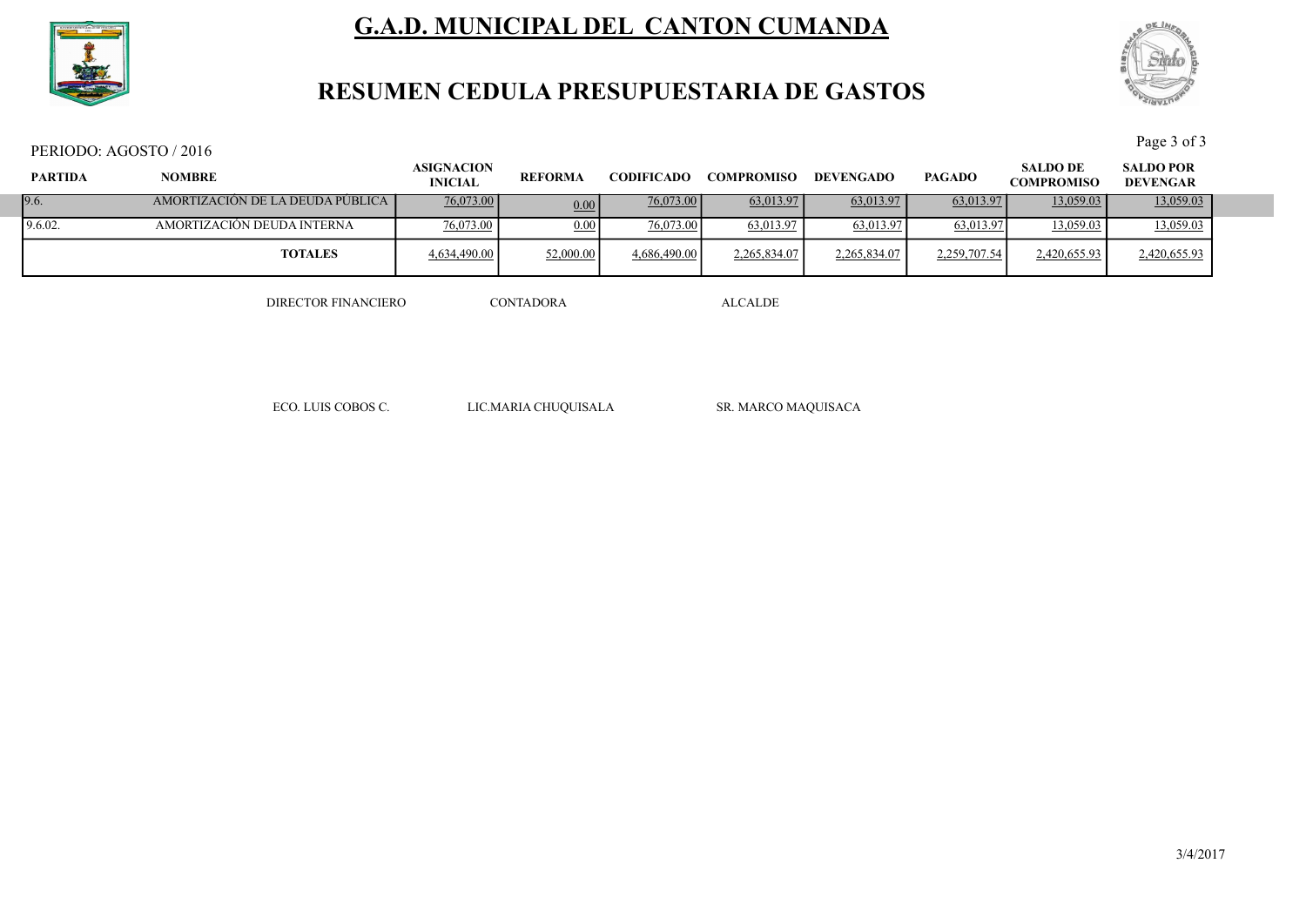# G.A.D. MUNICIPAL DEL CANTON CUMANDA

## RESUMEN CEDULA PRESUPUESTARIA DE GASTOS

PERIODO: AGOSTO / 2016

| PARTIDA | NOMBRE | ASIGNACION INICIAL | REFORMA | CODIFICADO | COMPROMISO | DEVENGADO | PAGADO | SALDO DE COMPROMISO | SALDO POR DEVENGAR |
|---|---|---|---|---|---|---|---|---|---|
| 9.6. | AMORTIZACIÓN DE LA DEUDA PÚBLICA | 76,073.00 | 0.00 | 76,073.00 | 63,013.97 | 63,013.97 | 63,013.97 | 13,059.03 | 13,059.03 |
| 9.6.02. | AMORTIZACIÓN DEUDA INTERNA | 76,073.00 | 0.00 | 76,073.00 | 63,013.97 | 63,013.97 | 63,013.97 | 13,059.03 | 13,059.03 |
| | **TOTALES** | 4,634,490.00 | 52,000.00 | 4,686,490.00 | 2,265,834.07 | 2,265,834.07 | 2,259,707.54 | 2,420,655.93 | 2,420,655.93 |

| DIRECTOR FINANCIERO | CONTADORA | ALCALDE |
|---|---|---|
| ECO. LUIS COBOS C. | LIC.MARIA CHUQUISALA | SR. MARCO MAQUISACA |

3/4/2017